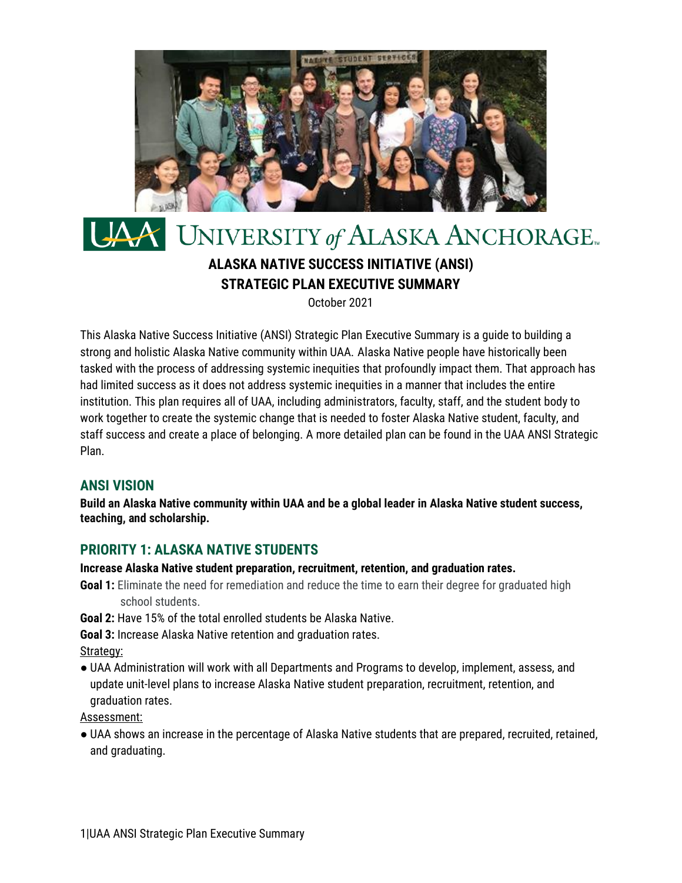# UNIVERSITY of ALASKA ANCHORAGE

## ALASKA NATIVE SUCCESS INITIATIVE (ANSI) STRATEGIC PLAN EXECUTIVE SUMMARY

October 2021

This Alaska Native Success Initiative (ANSI) Strategic Plan Executive Summary is a guide to building a strong and holistic Alaska Native community within UAA. Alaska Native people have historically been tasked with the process of addressing systemic inequities that profoundly impact them. That approach has had limited success as it does not address systemic inequities in a manner that includes the entire institution. This plan requires all of UAA, including administrators, faculty, staff, and the student body to work together to create the systemic change that is needed to foster Alaska Native student, faculty, and staff success and create a place of belonging. A more detailed plan can be found in the UAA ANSI Strategic Plan.

### ANSI VISION

**Build an Alaska Native community within UAA and be a global leader in Alaska Native student success, teaching, and scholarship.**

### PRIORITY 1: ALASKA NATIVE STUDENTS

**Increase Alaska Native student preparation, recruitment, retention, and graduation rates.**

**Goal 1:** Eliminate the need for remediation and reduce the time to earn their degree for graduated high school students.

**Goal 2:** Have 15% of the total enrolled students be Alaska Native.

**Goal 3:** Increase Alaska Native retention and graduation rates.

Strategy:

- UAA Administration will work with all Departments and Programs to develop, implement, assess, and update unit-level plans to increase Alaska Native student preparation, recruitment, retention, and graduation rates.

Assessment:

- UAA shows an increase in the percentage of Alaska Native students that are prepared, recruited, retained, and graduating.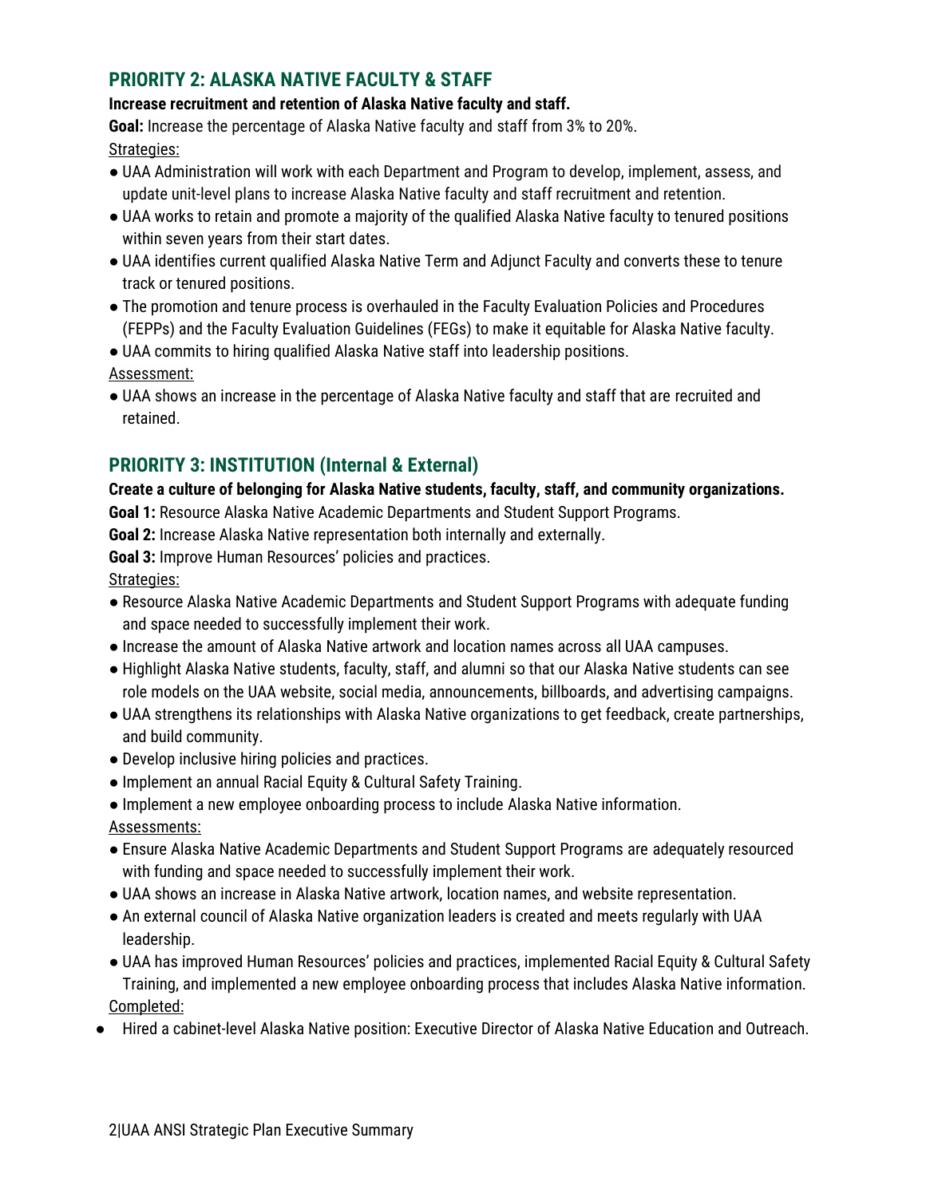## PRIORITY 2: ALASKA NATIVE FACULTY & STAFF

**Increase recruitment and retention of Alaska Native faculty and staff.**

**Goal:** Increase the percentage of Alaska Native faculty and staff from 3% to 20%.

Strategies:

- UAA Administration will work with each Department and Program to develop, implement, assess, and update unit-level plans to increase Alaska Native faculty and staff recruitment and retention.
- UAA works to retain and promote a majority of the qualified Alaska Native faculty to tenured positions within seven years from their start dates.
- UAA identifies current qualified Alaska Native Term and Adjunct Faculty and converts these to tenure track or tenured positions.
- The promotion and tenure process is overhauled in the Faculty Evaluation Policies and Procedures (FEPPs) and the Faculty Evaluation Guidelines (FEGs) to make it equitable for Alaska Native faculty.
- UAA commits to hiring qualified Alaska Native staff into leadership positions.

Assessment:

- UAA shows an increase in the percentage of Alaska Native faculty and staff that are recruited and retained.

## PRIORITY 3: INSTITUTION (Internal & External)

**Create a culture of belonging for Alaska Native students, faculty, staff, and community organizations.**

**Goal 1:** Resource Alaska Native Academic Departments and Student Support Programs.

**Goal 2:** Increase Alaska Native representation both internally and externally.

**Goal 3:** Improve Human Resources' policies and practices.

Strategies:

- Resource Alaska Native Academic Departments and Student Support Programs with adequate funding and space needed to successfully implement their work.
- Increase the amount of Alaska Native artwork and location names across all UAA campuses.
- Highlight Alaska Native students, faculty, staff, and alumni so that our Alaska Native students can see role models on the UAA website, social media, announcements, billboards, and advertising campaigns.
- UAA strengthens its relationships with Alaska Native organizations to get feedback, create partnerships, and build community.
- Develop inclusive hiring policies and practices.
- Implement an annual Racial Equity & Cultural Safety Training.
- Implement a new employee onboarding process to include Alaska Native information.

Assessments:

- Ensure Alaska Native Academic Departments and Student Support Programs are adequately resourced with funding and space needed to successfully implement their work.
- UAA shows an increase in Alaska Native artwork, location names, and website representation.
- An external council of Alaska Native organization leaders is created and meets regularly with UAA leadership.
- UAA has improved Human Resources' policies and practices, implemented Racial Equity & Cultural Safety Training, and implemented a new employee onboarding process that includes Alaska Native information.

Completed:

- Hired a cabinet-level Alaska Native position: Executive Director of Alaska Native Education and Outreach.